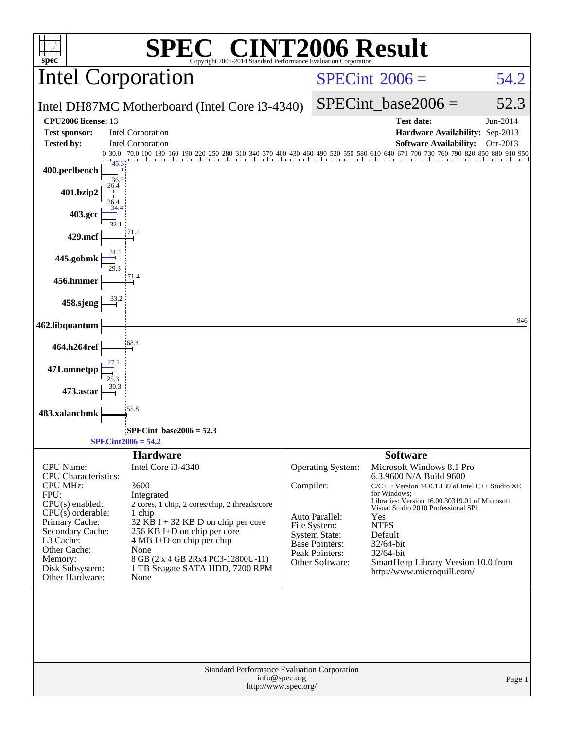# SPEC® CINT2006 Result

Copyright 2006-2014 Standard Performance Evaluation Corporation

## Intel Corporation

Intel DH87MC Motherboard (Intel Core i3-4340)

SPECint 2006 = 54.2

SPECint_base2006 = 52.3

| | | | |
|---|---|---|---|
| **CPU2006 license:** 13 | | **Test date:** | Jun-2014 |
| **Test sponsor:** | Intel Corporation | **Hardware Availability:** | Sep-2013 |
| **Tested by:** | Intel Corporation | **Software Availability:** | Oct-2013 |

| Benchmark | Peak | Base |
|---|---|---|
| 400.perlbench | 45.3 | 36.3 |
| 401.bzip2 | 26.4 | 26.4 |
| 403.gcc | 34.4 | 32.1 |
| 429.mcf | | 71.1 |
| 445.gobmk | 31.1 | 29.3 |
| 456.hmmer | | 71.4 |
| 458.sjeng | | 33.2 |
| 462.libquantum | | 946 |
| 464.h264ref | | 68.4 |
| 471.omnetpp | 27.1 | 25.3 |
| 473.astar | | 30.3 |
| 483.xalancbmk | | 55.8 |

SPECint_base2006 = 52.3

SPECint2006 = 54.2

### Hardware

| | |
|---|---|
| CPU Name: | Intel Core i3-4340 |
| CPU Characteristics: | |
| CPU MHz: | 3600 |
| FPU: | Integrated |
| CPU(s) enabled: | 2 cores, 1 chip, 2 cores/chip, 2 threads/core |
| CPU(s) orderable: | 1 chip |
| Primary Cache: | 32 KB I + 32 KB D on chip per core |
| Secondary Cache: | 256 KB I+D on chip per core |
| L3 Cache: | 4 MB I+D on chip per chip |
| Other Cache: | None |
| Memory: | 8 GB (2 x 4 GB 2Rx4 PC3-12800U-11) |
| Disk Subsystem: | 1 TB Seagate SATA HDD, 7200 RPM |
| Other Hardware: | None |

### Software

| | |
|---|---|
| Operating System: | Microsoft Windows 8.1 Pro 6.3.9600 N/A Build 9600 |
| Compiler: | C/C++: Version 14.0.1.139 of Intel C++ Studio XE for Windows; Libraries: Version 16.00.30319.01 of Microsoft Visual Studio 2010 Professional SP1 |
| Auto Parallel: | Yes |
| File System: | NTFS |
| System State: | Default |
| Base Pointers: | 32/64-bit |
| Peak Pointers: | 32/64-bit |
| Other Software: | SmartHeap Library Version 10.0 from http://www.microquill.com/ |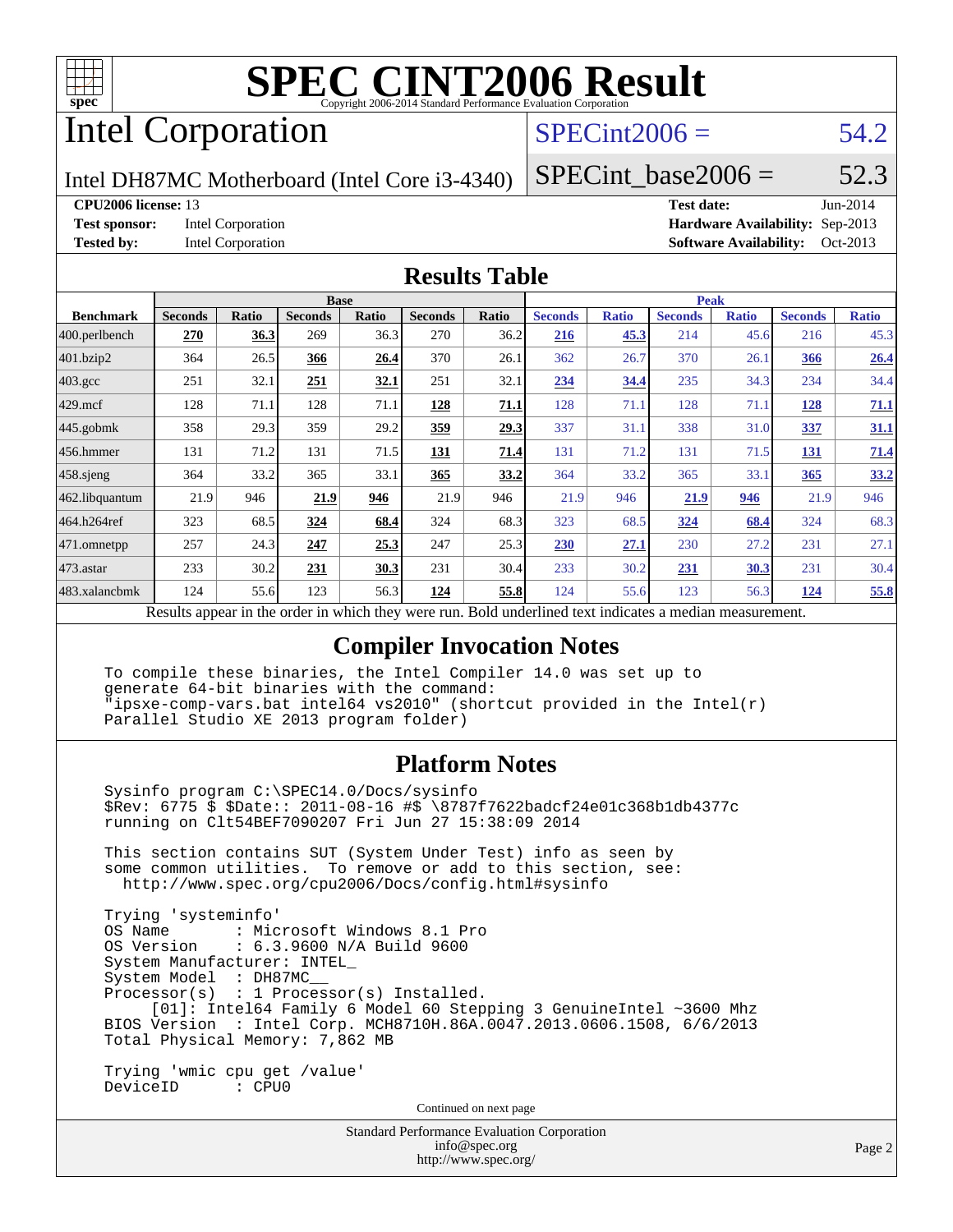# SPEC CINT2006 Result

Copyright 2006-2014 Standard Performance Evaluation Corporation

## Intel Corporation

Intel DH87MC Motherboard (Intel Core i3-4340)

SPECint2006 = 54.2

SPECint_base2006 = 52.3

**CPU2006 license:** 13
**Test sponsor:** Intel Corporation
**Tested by:** Intel Corporation

**Test date:** Jun-2014
**Hardware Availability:** Sep-2013
**Software Availability:** Oct-2013

## Results Table

| Benchmark | Base | | | | | | Peak | | | | | |
|---|---|---|---|---|---|---|---|---|---|---|---|---|
| | Seconds | Ratio | Seconds | Ratio | Seconds | Ratio | Seconds | Ratio | Seconds | Ratio | Seconds | Ratio |
| 400.perlbench | **270** | **36.3** | 269 | 36.3 | 270 | 36.2 | **216** | **45.3** | 214 | 45.6 | 216 | 45.3 |
| 401.bzip2 | 364 | 26.5 | **366** | **26.4** | 370 | 26.1 | 362 | 26.7 | 370 | 26.1 | **366** | **26.4** |
| 403.gcc | 251 | 32.1 | **251** | **32.1** | 251 | 32.1 | **234** | **34.4** | 235 | 34.3 | 234 | 34.4 |
| 429.mcf | 128 | 71.1 | 128 | 71.1 | **128** | **71.1** | 128 | 71.1 | 128 | 71.1 | **128** | **71.1** |
| 445.gobmk | 358 | 29.3 | 359 | 29.2 | **359** | **29.3** | 337 | 31.1 | 338 | 31.0 | **337** | **31.1** |
| 456.hmmer | 131 | 71.2 | 131 | 71.5 | **131** | **71.4** | 131 | 71.2 | 131 | 71.5 | **131** | **71.4** |
| 458.sjeng | 364 | 33.2 | 365 | 33.1 | **365** | **33.2** | 364 | 33.2 | 365 | 33.1 | **365** | **33.2** |
| 462.libquantum | 21.9 | 946 | **21.9** | **946** | 21.9 | 946 | 21.9 | 946 | **21.9** | **946** | 21.9 | 946 |
| 464.h264ref | 323 | 68.5 | **324** | **68.4** | 324 | 68.3 | 323 | 68.5 | **324** | **68.4** | 324 | 68.3 |
| 471.omnetpp | 257 | 24.3 | **247** | **25.3** | 247 | 25.3 | **230** | **27.1** | 230 | 27.2 | 231 | 27.1 |
| 473.astar | 233 | 30.2 | **231** | **30.3** | 231 | 30.4 | 233 | 30.2 | **231** | **30.3** | 231 | 30.4 |
| 483.xalancbmk | 124 | 55.6 | 123 | 56.3 | **124** | **55.8** | 124 | 55.6 | 123 | 56.3 | **124** | **55.8** |

Results appear in the order in which they were run. Bold underlined text indicates a median measurement.

## Compiler Invocation Notes

```
To compile these binaries, the Intel Compiler 14.0 was set up to
generate 64-bit binaries with the command:
"ipsxe-comp-vars.bat intel64 vs2010" (shortcut provided in the Intel(r)
Parallel Studio XE 2013 program folder)
```

## Platform Notes

```
Sysinfo program C:\SPEC14.0/Docs/sysinfo
$Rev: 6775 $ $Date:: 2011-08-16 #$ \8787f7622badcf24e01c368b1db4377c
running on Clt54BEF7090207 Fri Jun 27 15:38:09 2014

This section contains SUT (System Under Test) info as seen by
some common utilities.  To remove or add to this section, see:
  http://www.spec.org/cpu2006/Docs/config.html#sysinfo

Trying 'systeminfo'
OS Name         : Microsoft Windows 8.1 Pro
OS Version      : 6.3.9600 N/A Build 9600
System Manufacturer: INTEL_
System Model    : DH87MC__
Processor(s)    : 1 Processor(s) Installed.
     [01]: Intel64 Family 6 Model 60 Stepping 3 GenuineIntel ~3600 Mhz
BIOS Version    : Intel Corp. MCH8710H.86A.0047.2013.0606.1508, 6/6/2013
Total Physical Memory: 7,862 MB

Trying 'wmic cpu get /value'
DeviceID        : CPU0
```

Continued on next page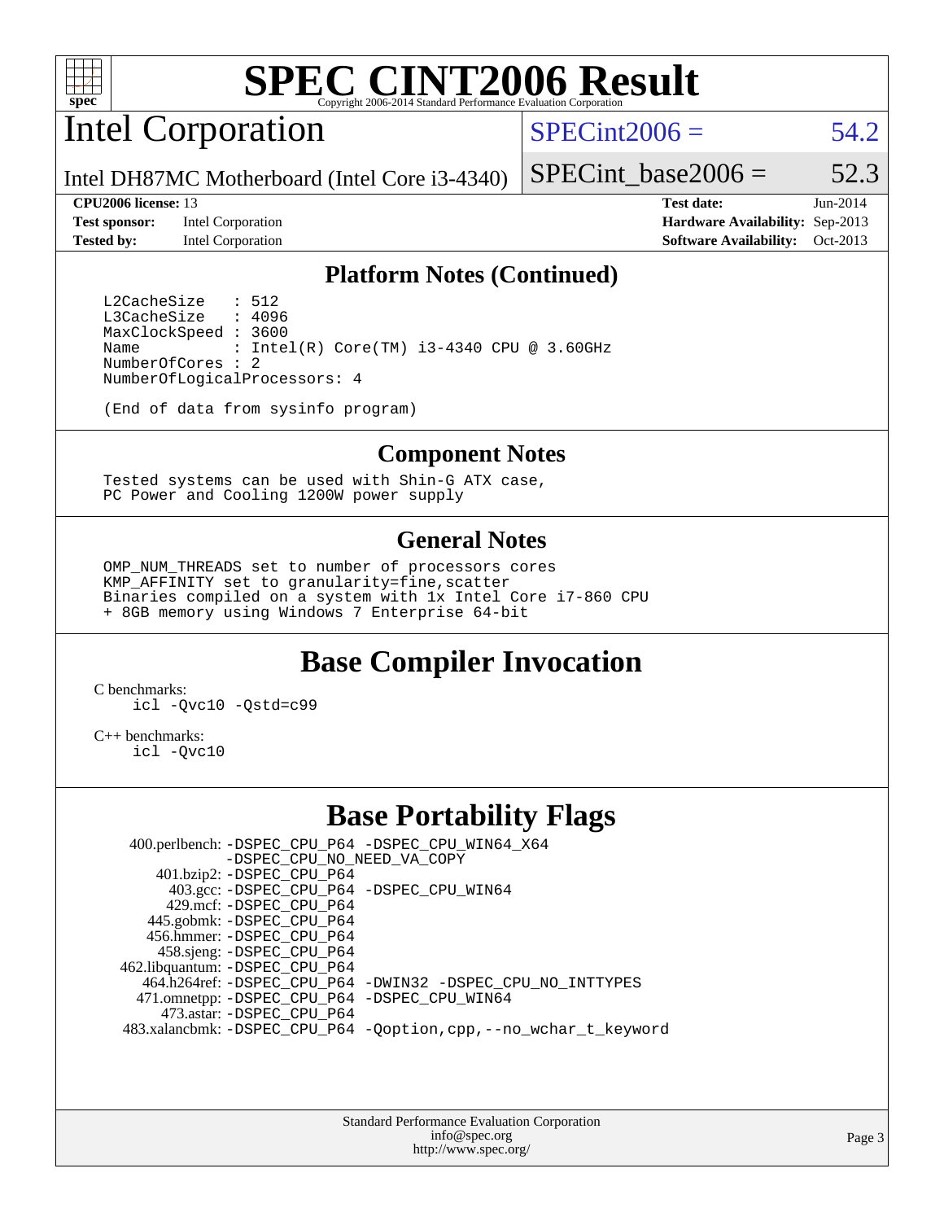# SPEC CINT2006 Result

Copyright 2006-2014 Standard Performance Evaluation Corporation

## Intel Corporation

Intel DH87MC Motherboard (Intel Core i3-4340)

SPECint2006 = 54.2

SPECint_base2006 = 52.3

| | | | |
|---|---|---|---|
| **CPU2006 license:** 13 | | **Test date:** | Jun-2014 |
| **Test sponsor:** | Intel Corporation | **Hardware Availability:** | Sep-2013 |
| **Tested by:** | Intel Corporation | **Software Availability:** | Oct-2013 |

### Platform Notes (Continued)

```
L2CacheSize   : 512
L3CacheSize   : 4096
MaxClockSpeed : 3600
Name          : Intel(R) Core(TM) i3-4340 CPU @ 3.60GHz
NumberOfCores : 2
NumberOfLogicalProcessors: 4

(End of data from sysinfo program)
```

### Component Notes

```
Tested systems can be used with Shin-G ATX case,
PC Power and Cooling 1200W power supply
```

### General Notes

```
OMP_NUM_THREADS set to number of processors cores
KMP_AFFINITY set to granularity=fine,scatter
Binaries compiled on a system with 1x Intel Core i7-860 CPU
+ 8GB memory using Windows 7 Enterprise 64-bit
```

## Base Compiler Invocation

C benchmarks:
  icl -Qvc10 -Qstd=c99

C++ benchmarks:
  icl -Qvc10

## Base Portability Flags

400.perlbench: -DSPEC_CPU_P64 -DSPEC_CPU_WIN64_X64 -DSPEC_CPU_NO_NEED_VA_COPY
401.bzip2: -DSPEC_CPU_P64
403.gcc: -DSPEC_CPU_P64 -DSPEC_CPU_WIN64
429.mcf: -DSPEC_CPU_P64
445.gobmk: -DSPEC_CPU_P64
456.hmmer: -DSPEC_CPU_P64
458.sjeng: -DSPEC_CPU_P64
462.libquantum: -DSPEC_CPU_P64
464.h264ref: -DSPEC_CPU_P64 -DWIN32 -DSPEC_CPU_NO_INTTYPES
471.omnetpp: -DSPEC_CPU_P64 -DSPEC_CPU_WIN64
473.astar: -DSPEC_CPU_P64
483.xalancbmk: -DSPEC_CPU_P64 -Qoption,cpp,--no_wchar_t_keyword

Standard Performance Evaluation Corporation
info@spec.org
http://www.spec.org/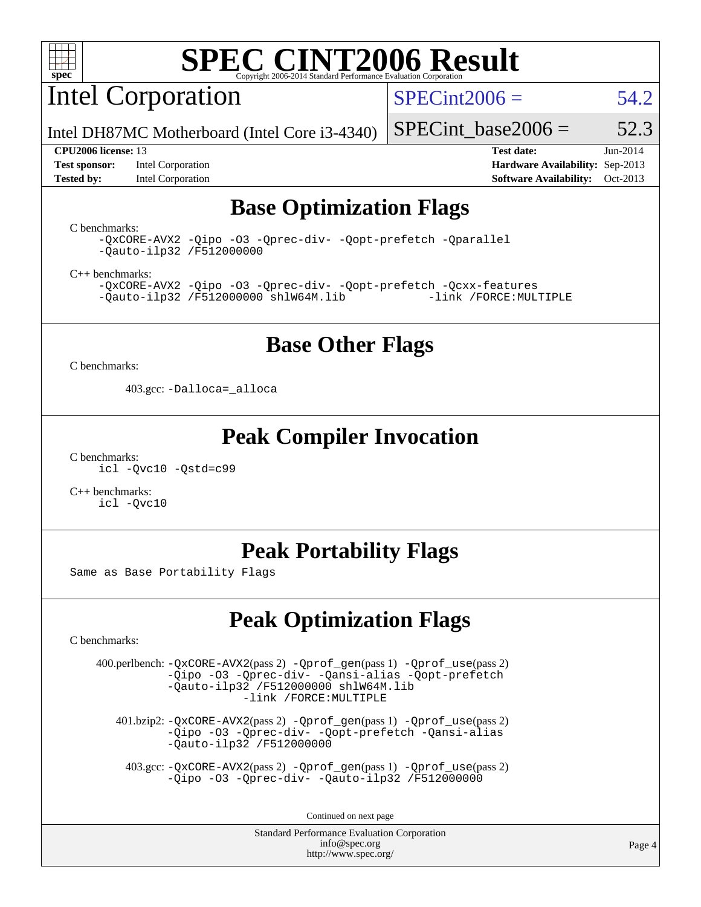# SPEC CINT2006 Result

Copyright 2006-2014 Standard Performance Evaluation Corporation

## Intel Corporation

Intel DH87MC Motherboard (Intel Core i3-4340)

SPECint2006 = 54.2

SPECint_base2006 = 52.3

**CPU2006 license:** 13
**Test sponsor:** Intel Corporation
**Tested by:** Intel Corporation

**Test date:** Jun-2014
**Hardware Availability:** Sep-2013
**Software Availability:** Oct-2013

## Base Optimization Flags

C benchmarks:

```
-QxCORE-AVX2 -Qipo -O3 -Qprec-div- -Qopt-prefetch -Qparallel
-Qauto-ilp32 /F512000000
```

C++ benchmarks:

```
-QxCORE-AVX2 -Qipo -O3 -Qprec-div- -Qopt-prefetch -Qcxx-features
-Qauto-ilp32 /F512000000 shlW64M.lib           -link /FORCE:MULTIPLE
```

## Base Other Flags

C benchmarks:

403.gcc: `-Dalloca=_alloca`

## Peak Compiler Invocation

C benchmarks:

```
icl -Qvc10 -Qstd=c99
```

C++ benchmarks:

```
icl -Qvc10
```

## Peak Portability Flags

Same as Base Portability Flags

## Peak Optimization Flags

C benchmarks:

400.perlbench: `-QxCORE-AVX2`(pass 2) `-Qprof_gen`(pass 1) `-Qprof_use`(pass 2) `-Qipo -O3 -Qprec-div- -Qansi-alias -Qopt-prefetch -Qauto-ilp32 /F512000000 shlW64M.lib -link /FORCE:MULTIPLE`

401.bzip2: `-QxCORE-AVX2`(pass 2) `-Qprof_gen`(pass 1) `-Qprof_use`(pass 2) `-Qipo -O3 -Qprec-div- -Qopt-prefetch -Qansi-alias -Qauto-ilp32 /F512000000`

403.gcc: `-QxCORE-AVX2`(pass 2) `-Qprof_gen`(pass 1) `-Qprof_use`(pass 2) `-Qipo -O3 -Qprec-div- -Qauto-ilp32 /F512000000`

Continued on next page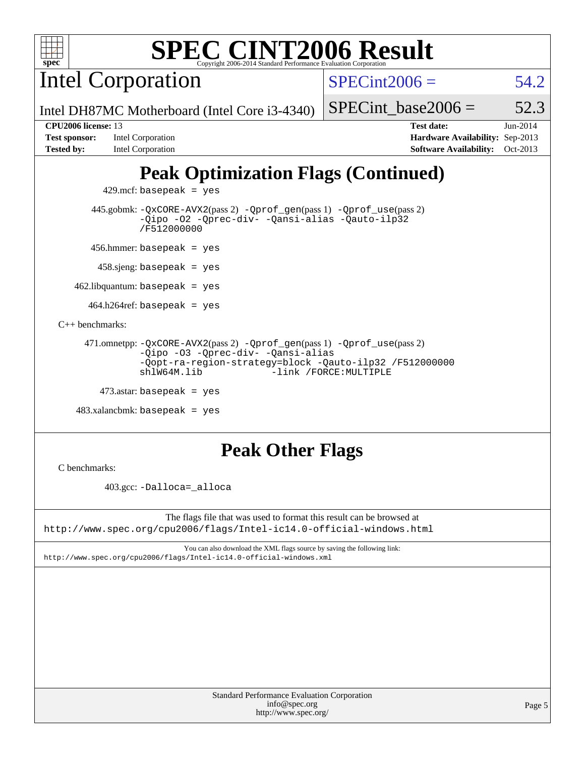# SPEC CINT2006 Result

Copyright 2006-2014 Standard Performance Evaluation Corporation

## Intel Corporation

Intel DH87MC Motherboard (Intel Core i3-4340)

SPECint2006 = 54.2

SPECint_base2006 = 52.3

| | | | |
|---|---|---|---|
| **CPU2006 license:** 13 | | **Test date:** | Jun-2014 |
| **Test sponsor:** | Intel Corporation | **Hardware Availability:** | Sep-2013 |
| **Tested by:** | Intel Corporation | **Software Availability:** | Oct-2013 |

## Peak Optimization Flags (Continued)

429.mcf: basepeak = yes

445.gobmk: -QxCORE-AVX2(pass 2) -Qprof_gen(pass 1) -Qprof_use(pass 2) -Qipo -O2 -Qprec-div- -Qansi-alias -Qauto-ilp32 /F512000000

456.hmmer: basepeak = yes

458.sjeng: basepeak = yes

462.libquantum: basepeak = yes

464.h264ref: basepeak = yes

C++ benchmarks:

471.omnetpp: -QxCORE-AVX2(pass 2) -Qprof_gen(pass 1) -Qprof_use(pass 2) -Qipo -O3 -Qprec-div- -Qansi-alias -Qopt-ra-region-strategy=block -Qauto-ilp32 /F512000000 shlW64M.lib -link /FORCE:MULTIPLE

473.astar: basepeak = yes

483.xalancbmk: basepeak = yes

## Peak Other Flags

C benchmarks:

403.gcc: -Dalloca=_alloca

The flags file that was used to format this result can be browsed at
http://www.spec.org/cpu2006/flags/Intel-ic14.0-official-windows.html

You can also download the XML flags source by saving the following link:
http://www.spec.org/cpu2006/flags/Intel-ic14.0-official-windows.xml

Standard Performance Evaluation Corporation
info@spec.org
http://www.spec.org/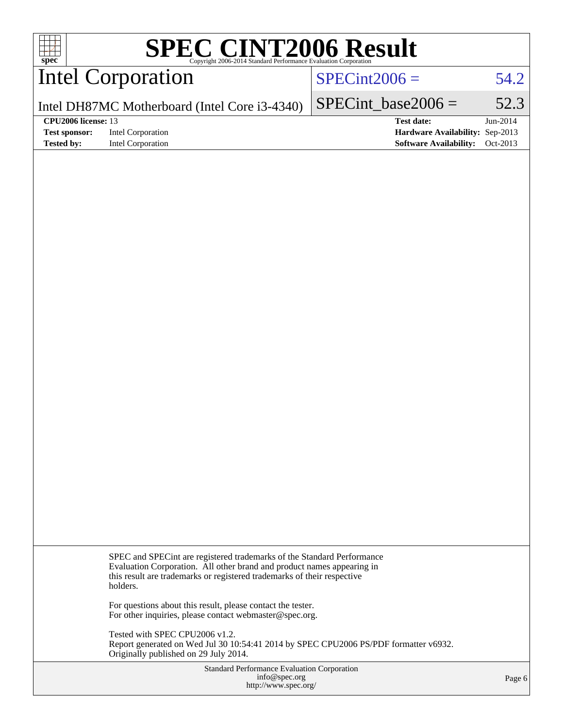SPEC and SPECint are registered trademarks of the Standard Performance Evaluation Corporation. All other brand and product names appearing in this result are trademarks or registered trademarks of their respective holders.

For questions about this result, please contact the tester.
For other inquiries, please contact webmaster@spec.org.

Tested with SPEC CPU2006 v1.2.
Report generated on Wed Jul 30 10:54:41 2014 by SPEC CPU2006 PS/PDF formatter v6932.
Originally published on 29 July 2014.